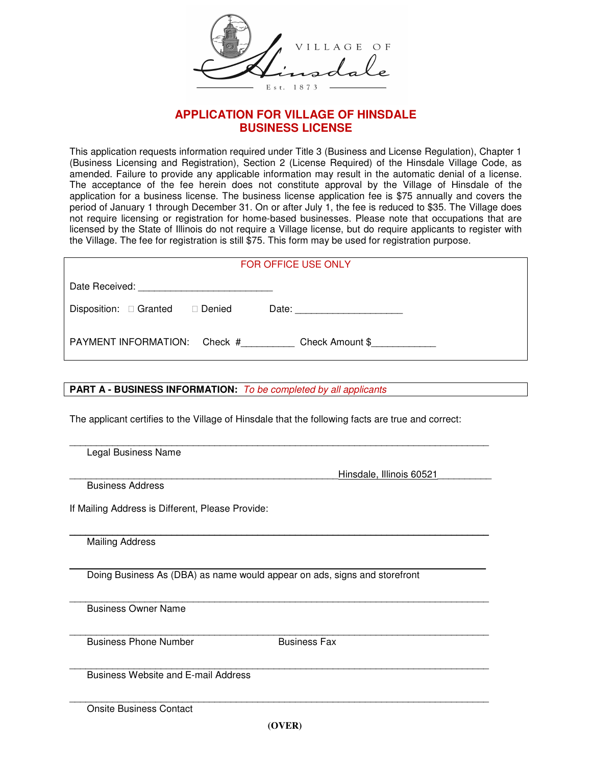VILLAGE OF Hinsdale

Est. 1873

# APPLICATION FOR VILLAGE OF HINSDALE BUSINESS LICENSE

This application requests information required under Title 3 (Business and License Regulation), Chapter 1 (Business Licensing and Registration), Section 2 (License Required) of the Hinsdale Village Code, as amended. Failure to provide any applicable information may result in the automatic denial of a license. The acceptance of the fee herein does not constitute approval by the Village of Hinsdale of the application for a business license. The business license application fee is $75 annually and covers the period of January 1 through December 31. On or after July 1, the fee is reduced to $35. The Village does not require licensing or registration for home-based businesses. Please note that occupations that are licensed by the State of Illinois do not require a Village license, but do require applicants to register with the Village. The fee for registration is still $75. This form may be used for registration purpose.

FOR OFFICE USE ONLY

Date Received: ________________________

Disposition: ☐ Granted ☐ Denied Date: ____________________

PAYMENT INFORMATION: Check #__________ Check Amount $____________

**PART A - BUSINESS INFORMATION:** *To be completed by all applicants*

The applicant certifies to the Village of Hinsdale that the following facts are true and correct:

___________________________________________________________________________

Legal Business Name

________________________________________________Hinsdale, Illinois 60521__________

Business Address

If Mailing Address is Different, Please Provide:

___________________________________________________________________________

Mailing Address

___________________________________________________________________________

Doing Business As (DBA) as name would appear on ads, signs and storefront

___________________________________________________________________________

Business Owner Name

___________________________________________________________________________

Business Phone Number Business Fax

___________________________________________________________________________

Business Website and E-mail Address

___________________________________________________________________________

Onsite Business Contact

**(OVER)**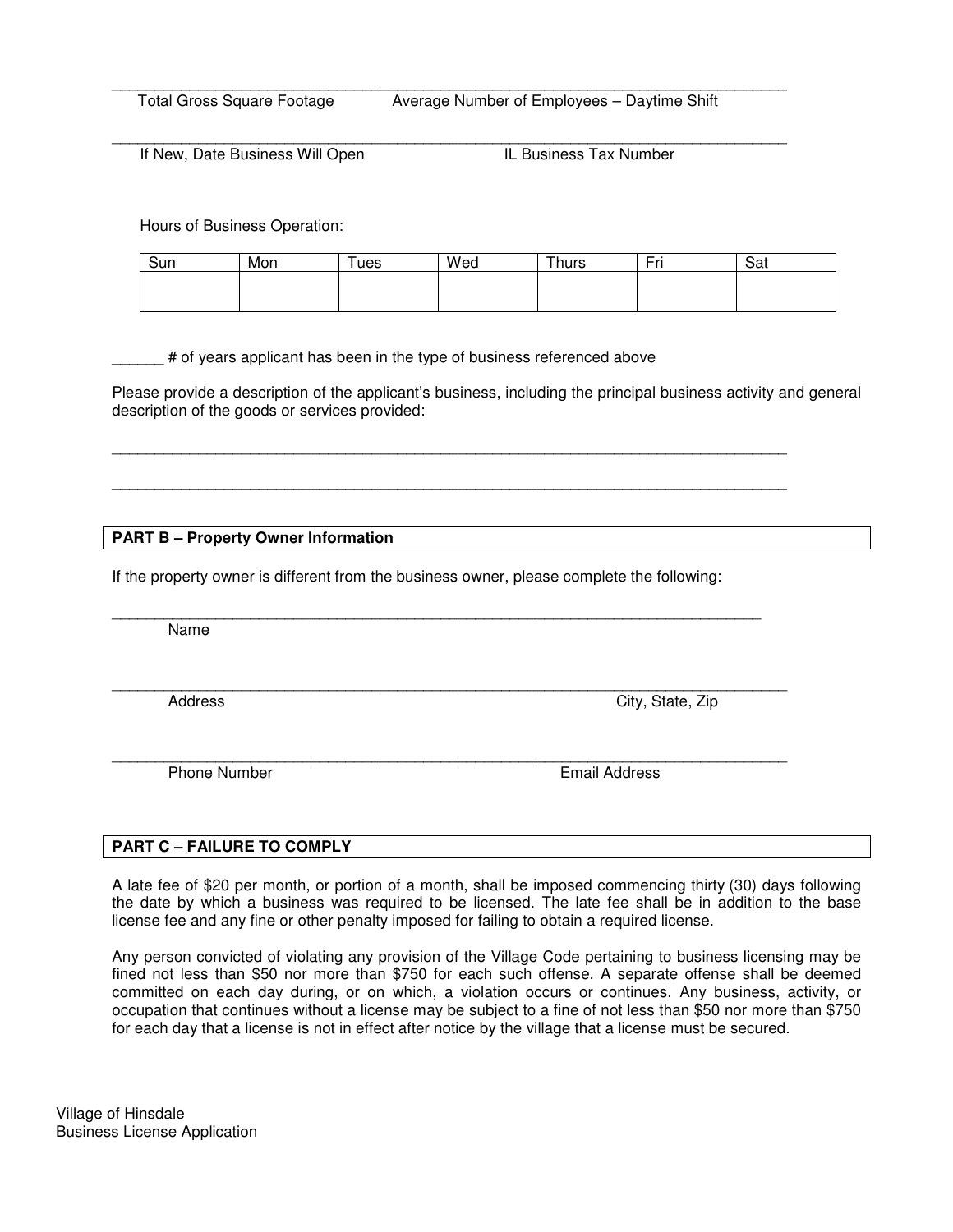Total Gross Square Footage　　　　Average Number of Employees – Daytime Shift

If New, Date Business Will Open　　　　IL Business Tax Number

Hours of Business Operation:

| Sun | Mon | Tues | Wed | Thurs | Fri | Sat |
|---|---|---|---|---|---|---|
| | | | | | | |

______ # of years applicant has been in the type of business referenced above

Please provide a description of the applicant's business, including the principal business activity and general description of the goods or services provided:

______________________________________________________________________________

______________________________________________________________________________

**PART B – Property Owner Information**

If the property owner is different from the business owner, please complete the following:

Name

Address　　　　City, State, Zip

Phone Number　　　　Email Address

**PART C – FAILURE TO COMPLY**

A late fee of $20 per month, or portion of a month, shall be imposed commencing thirty (30) days following the date by which a business was required to be licensed. The late fee shall be in addition to the base license fee and any fine or other penalty imposed for failing to obtain a required license.

Any person convicted of violating any provision of the Village Code pertaining to business licensing may be fined not less than $50 nor more than $750 for each such offense. A separate offense shall be deemed committed on each day during, or on which, a violation occurs or continues. Any business, activity, or occupation that continues without a license may be subject to a fine of not less than $50 nor more than $750 for each day that a license is not in effect after notice by the village that a license must be secured.